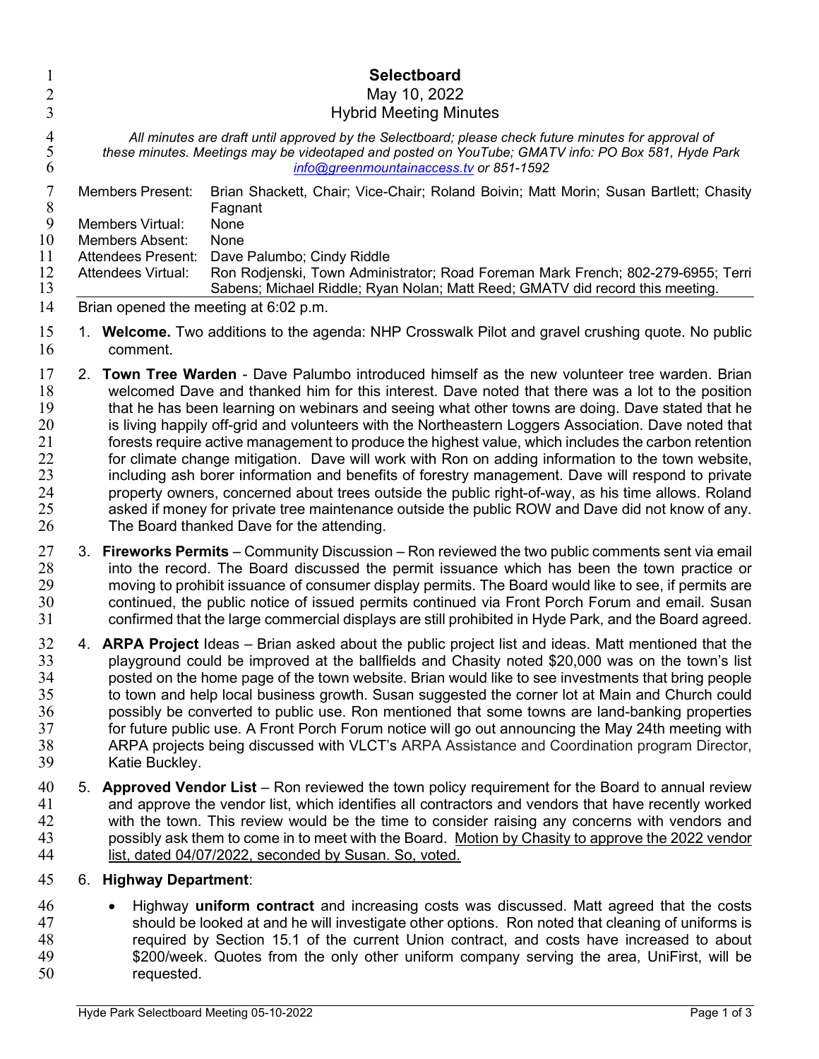# Selectboard

May 10, 2022

Hybrid Meeting Minutes

*All minutes are draft until approved by the Selectboard; please check future minutes for approval of these minutes. Meetings may be videotaped and posted on YouTube; GMATV info: PO Box 581, Hyde Park [info@greenmountainaccess.tv](mailto:info@greenmountainaccess.tv) or 851-1592*

| | |
|---|---|
| Members Present: | Brian Shackett, Chair; Vice-Chair; Roland Boivin; Matt Morin; Susan Bartlett; Chasity Fagnant |
| Members Virtual: | None |
| Members Absent: | None |
| Attendees Present: | Dave Palumbo; Cindy Riddle |
| Attendees Virtual: | Ron Rodjenski, Town Administrator; Road Foreman Mark French; 802-279-6955; Terri Sabens; Michael Riddle; Ryan Nolan; Matt Reed; GMATV did record this meeting. |

Brian opened the meeting at 6:02 p.m.

1. **Welcome.** Two additions to the agenda: NHP Crosswalk Pilot and gravel crushing quote. No public comment.

2. **Town Tree Warden** - Dave Palumbo introduced himself as the new volunteer tree warden. Brian welcomed Dave and thanked him for this interest. Dave noted that there was a lot to the position that he has been learning on webinars and seeing what other towns are doing. Dave stated that he is living happily off-grid and volunteers with the Northeastern Loggers Association. Dave noted that forests require active management to produce the highest value, which includes the carbon retention for climate change mitigation. Dave will work with Ron on adding information to the town website, including ash borer information and benefits of forestry management. Dave will respond to private property owners, concerned about trees outside the public right-of-way, as his time allows. Roland asked if money for private tree maintenance outside the public ROW and Dave did not know of any. The Board thanked Dave for the attending.

3. **Fireworks Permits** – Community Discussion – Ron reviewed the two public comments sent via email into the record. The Board discussed the permit issuance which has been the town practice or moving to prohibit issuance of consumer display permits. The Board would like to see, if permits are continued, the public notice of issued permits continued via Front Porch Forum and email. Susan confirmed that the large commercial displays are still prohibited in Hyde Park, and the Board agreed.

4. **ARPA Project** Ideas – Brian asked about the public project list and ideas. Matt mentioned that the playground could be improved at the ballfields and Chasity noted $20,000 was on the town's list posted on the home page of the town website. Brian would like to see investments that bring people to town and help local business growth. Susan suggested the corner lot at Main and Church could possibly be converted to public use. Ron mentioned that some towns are land-banking properties for future public use. A Front Porch Forum notice will go out announcing the May 24th meeting with ARPA projects being discussed with VLCT's ARPA Assistance and Coordination program Director, Katie Buckley.

5. **Approved Vendor List** – Ron reviewed the town policy requirement for the Board to annual review and approve the vendor list, which identifies all contractors and vendors that have recently worked with the town. This review would be the time to consider raising any concerns with vendors and possibly ask them to come in to meet with the Board. <u>Motion by Chasity to approve the 2022 vendor list, dated 04/07/2022, seconded by Susan. So, voted.</u>

6. **Highway Department**:

   - Highway **uniform contract** and increasing costs was discussed. Matt agreed that the costs should be looked at and he will investigate other options. Ron noted that cleaning of uniforms is required by Section 15.1 of the current Union contract, and costs have increased to about $200/week. Quotes from the only other uniform company serving the area, UniFirst, will be requested.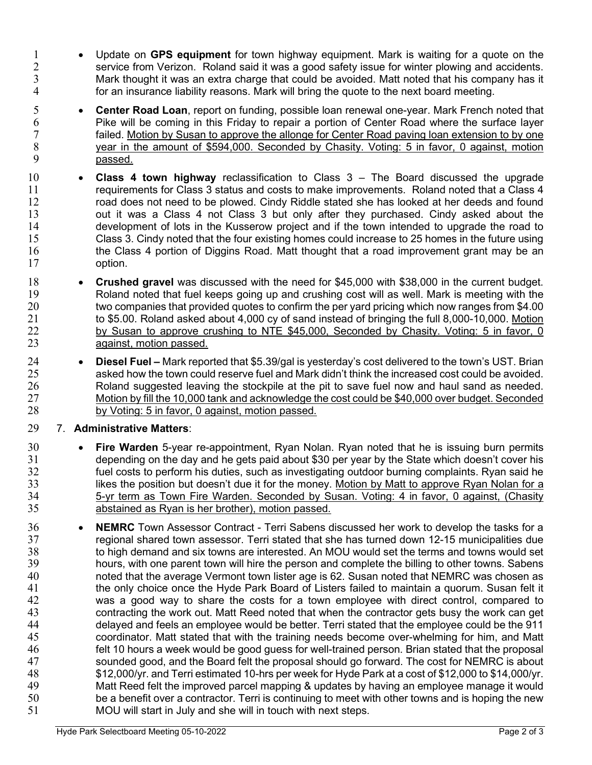- Update on **GPS equipment** for town highway equipment. Mark is waiting for a quote on the service from Verizon. Roland said it was a good safety issue for winter plowing and accidents. Mark thought it was an extra charge that could be avoided. Matt noted that his company has it for an insurance liability reasons. Mark will bring the quote to the next board meeting.

- **Center Road Loan**, report on funding, possible loan renewal one-year. Mark French noted that Pike will be coming in this Friday to repair a portion of Center Road where the surface layer failed. <u>Motion by Susan to approve the allonge for Center Road paving loan extension to by one year in the amount of $594,000. Seconded by Chasity. Voting: 5 in favor, 0 against, motion passed.</u>

- **Class 4 town highway** reclassification to Class 3 – The Board discussed the upgrade requirements for Class 3 status and costs to make improvements. Roland noted that a Class 4 road does not need to be plowed. Cindy Riddle stated she has looked at her deeds and found out it was a Class 4 not Class 3 but only after they purchased. Cindy asked about the development of lots in the Kusserow project and if the town intended to upgrade the road to Class 3. Cindy noted that the four existing homes could increase to 25 homes in the future using the Class 4 portion of Diggins Road. Matt thought that a road improvement grant may be an option.

- **Crushed gravel** was discussed with the need for $45,000 with $38,000 in the current budget. Roland noted that fuel keeps going up and crushing cost will as well. Mark is meeting with the two companies that provided quotes to confirm the per yard pricing which now ranges from $4.00 to $5.00. Roland asked about 4,000 cy of sand instead of bringing the full 8,000-10,000. <u>Motion by Susan to approve crushing to NTE $45,000, Seconded by Chasity. Voting: 5 in favor, 0 against, motion passed.</u>

- **Diesel Fuel –** Mark reported that $5.39/gal is yesterday's cost delivered to the town's UST. Brian asked how the town could reserve fuel and Mark didn't think the increased cost could be avoided. Roland suggested leaving the stockpile at the pit to save fuel now and haul sand as needed. <u>Motion by fill the 10,000 tank and acknowledge the cost could be $40,000 over budget. Seconded by Voting: 5 in favor, 0 against, motion passed.</u>

7. **Administrative Matters**:

- **Fire Warden** 5-year re-appointment, Ryan Nolan. Ryan noted that he is issuing burn permits depending on the day and he gets paid about $30 per year by the State which doesn't cover his fuel costs to perform his duties, such as investigating outdoor burning complaints. Ryan said he likes the position but doesn't due it for the money. <u>Motion by Matt to approve Ryan Nolan for a 5-yr term as Town Fire Warden. Seconded by Susan. Voting: 4 in favor, 0 against, (Chasity abstained as Ryan is her brother), motion passed.</u>

- **NEMRC** Town Assessor Contract - Terri Sabens discussed her work to develop the tasks for a regional shared town assessor. Terri stated that she has turned down 12-15 municipalities due to high demand and six towns are interested. An MOU would set the terms and towns would set hours, with one parent town will hire the person and complete the billing to other towns. Sabens noted that the average Vermont town lister age is 62. Susan noted that NEMRC was chosen as the only choice once the Hyde Park Board of Listers failed to maintain a quorum. Susan felt it was a good way to share the costs for a town employee with direct control, compared to contracting the work out. Matt Reed noted that when the contractor gets busy the work can get delayed and feels an employee would be better. Terri stated that the employee could be the 911 coordinator. Matt stated that with the training needs become over-whelming for him, and Matt felt 10 hours a week would be good guess for well-trained person. Brian stated that the proposal sounded good, and the Board felt the proposal should go forward. The cost for NEMRC is about $12,000/yr. and Terri estimated 10-hrs per week for Hyde Park at a cost of $12,000 to $14,000/yr. Matt Reed felt the improved parcel mapping & updates by having an employee manage it would be a benefit over a contractor. Terri is continuing to meet with other towns and is hoping the new MOU will start in July and she will in touch with next steps.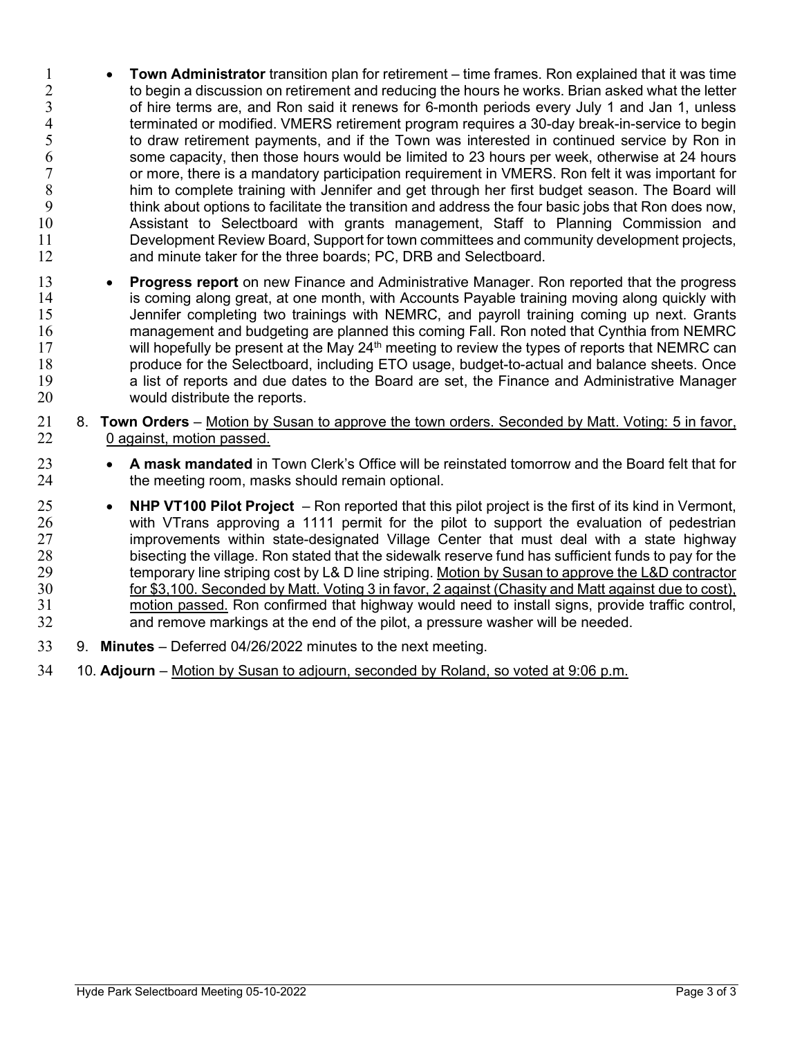- **Town Administrator** transition plan for retirement – time frames. Ron explained that it was time to begin a discussion on retirement and reducing the hours he works. Brian asked what the letter of hire terms are, and Ron said it renews for 6-month periods every July 1 and Jan 1, unless terminated or modified. VMERS retirement program requires a 30-day break-in-service to begin to draw retirement payments, and if the Town was interested in continued service by Ron in some capacity, then those hours would be limited to 23 hours per week, otherwise at 24 hours or more, there is a mandatory participation requirement in VMERS. Ron felt it was important for him to complete training with Jennifer and get through her first budget season. The Board will think about options to facilitate the transition and address the four basic jobs that Ron does now, Assistant to Selectboard with grants management, Staff to Planning Commission and Development Review Board, Support for town committees and community development projects, and minute taker for the three boards; PC, DRB and Selectboard.

- **Progress report** on new Finance and Administrative Manager. Ron reported that the progress is coming along great, at one month, with Accounts Payable training moving along quickly with Jennifer completing two trainings with NEMRC, and payroll training coming up next. Grants management and budgeting are planned this coming Fall. Ron noted that Cynthia from NEMRC will hopefully be present at the May 24th meeting to review the types of reports that NEMRC can produce for the Selectboard, including ETO usage, budget-to-actual and balance sheets. Once a list of reports and due dates to the Board are set, the Finance and Administrative Manager would distribute the reports.

8. **Town Orders** – Motion by Susan to approve the town orders. Seconded by Matt. Voting: 5 in favor, 0 against, motion passed.

   - **A mask mandated** in Town Clerk's Office will be reinstated tomorrow and the Board felt that for the meeting room, masks should remain optional.

   - **NHP VT100 Pilot Project** – Ron reported that this pilot project is the first of its kind in Vermont, with VTrans approving a 1111 permit for the pilot to support the evaluation of pedestrian improvements within state-designated Village Center that must deal with a state highway bisecting the village. Ron stated that the sidewalk reserve fund has sufficient funds to pay for the temporary line striping cost by L& D line striping. Motion by Susan to approve the L&D contractor for $3,100. Seconded by Matt. Voting 3 in favor, 2 against (Chasity and Matt against due to cost), motion passed. Ron confirmed that highway would need to install signs, provide traffic control, and remove markings at the end of the pilot, a pressure washer will be needed.

9. **Minutes** – Deferred 04/26/2022 minutes to the next meeting.

10. **Adjourn** – Motion by Susan to adjourn, seconded by Roland, so voted at 9:06 p.m.